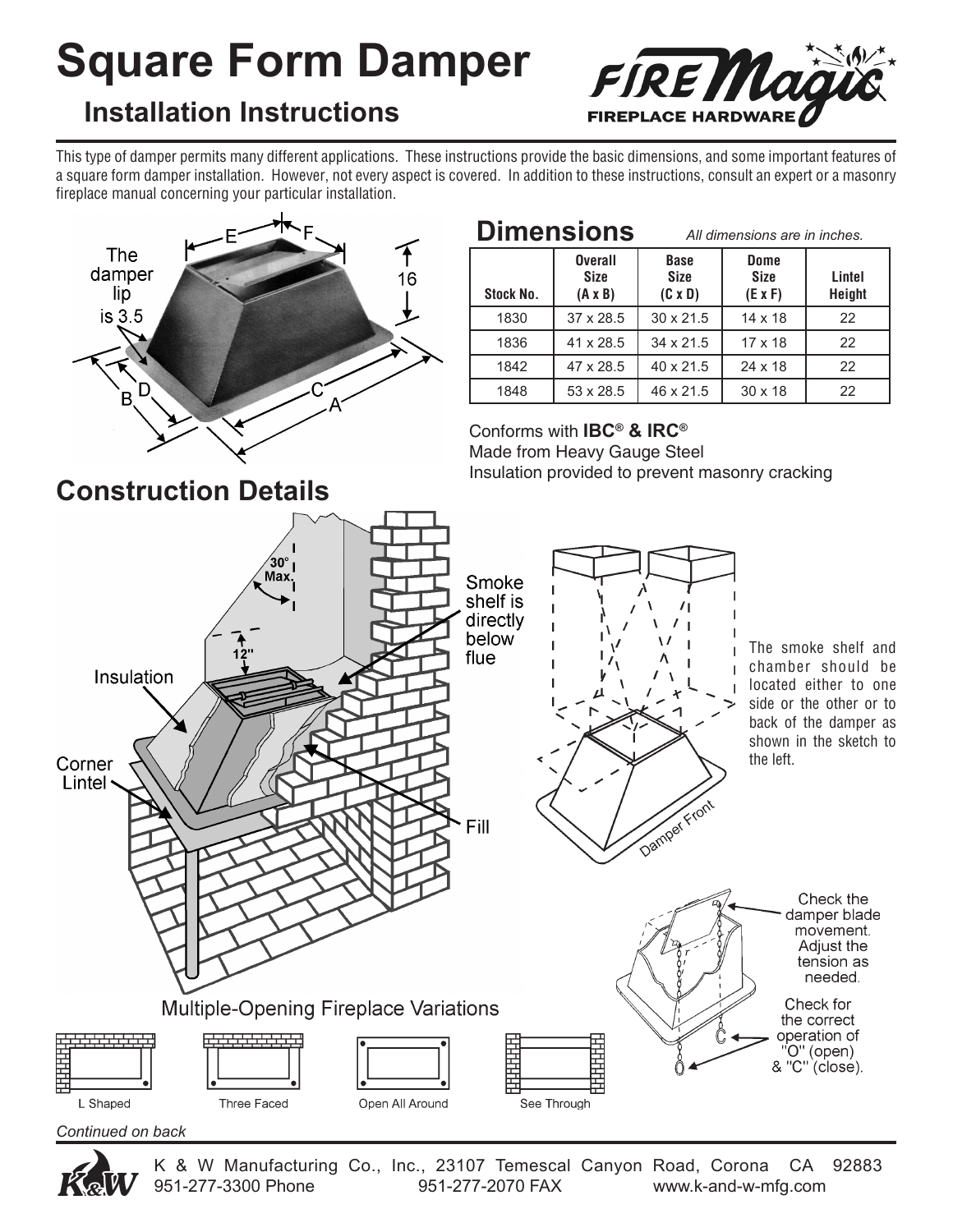# Square Form Damper

## Installation Instructions

FIRE Magic FIREPLACE HARDWARE

This type of damper permits many different applications. These instructions provide the basic dimensions, and some important features of a square form damper installation. However, not every aspect is covered. In addition to these instructions, consult an expert or a masonry fireplace manual concerning your particular installation.

The damper lip is 3.5

## Dimensions

*All dimensions are in inches.*

| Stock No. | Overall Size (A x B) | Base Size (C x D) | Dome Size (E x F) | Lintel Height |
|---|---|---|---|---|
| 1830 | 37 x 28.5 | 30 x 21.5 | 14 x 18 | 22 |
| 1836 | 41 x 28.5 | 34 x 21.5 | 17 x 18 | 22 |
| 1842 | 47 x 28.5 | 40 x 21.5 | 24 x 18 | 22 |
| 1848 | 53 x 28.5 | 46 x 21.5 | 30 x 18 | 22 |

Conforms with **IBC® & IRC®**
Made from Heavy Gauge Steel
Insulation provided to prevent masonry cracking

## Construction Details

30° Max.

12"

Insulation

Corner Lintel

Smoke shelf is directly below flue

Fill

The smoke shelf and chamber should be located either to one side or the other or to back of the damper as shown in the sketch to the left.

Damper Front

Check the damper blade movement. Adjust the tension as needed.

Check for the correct operation of "O" (open) & "C" (close).

Multiple-Opening Fireplace Variations

L Shaped | Three Faced | Open All Around | See Through

*Continued on back*

K & W Manufacturing Co., Inc., 23107 Temescal Canyon Road, Corona CA 92883
951-277-3300 Phone 951-277-2070 FAX www.k-and-w-mfg.com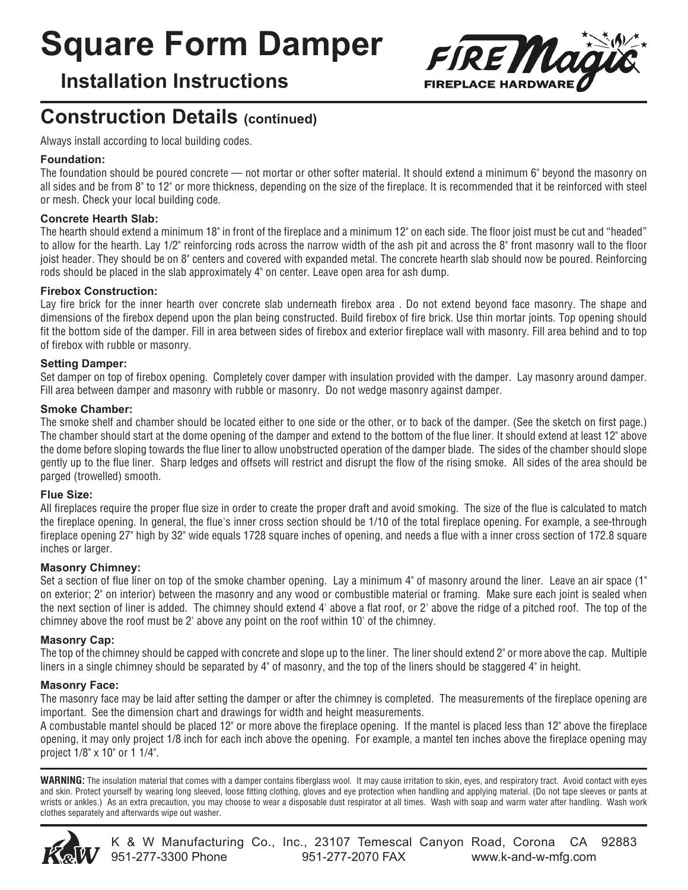# Square Form Damper

## Installation Instructions

FIRE Magic FIREPLACE HARDWARE

## Construction Details (continued)

Always install according to local building codes.

**Foundation:**

The foundation should be poured concrete — not mortar or other softer material. It should extend a minimum 6" beyond the masonry on all sides and be from 8" to 12" or more thickness, depending on the size of the fireplace. It is recommended that it be reinforced with steel or mesh. Check your local building code.

**Concrete Hearth Slab:**

The hearth should extend a minimum 18" in front of the fireplace and a minimum 12" on each side. The floor joist must be cut and "headed" to allow for the hearth. Lay 1/2" reinforcing rods across the narrow width of the ash pit and across the 8" front masonry wall to the floor joist header. They should be on 8" centers and covered with expanded metal. The concrete hearth slab should now be poured. Reinforcing rods should be placed in the slab approximately 4" on center. Leave open area for ash dump.

**Firebox Construction:**

Lay fire brick for the inner hearth over concrete slab underneath firebox area . Do not extend beyond face masonry. The shape and dimensions of the firebox depend upon the plan being constructed. Build firebox of fire brick. Use thin mortar joints. Top opening should fit the bottom side of the damper. Fill in area between sides of firebox and exterior fireplace wall with masonry. Fill area behind and to top of firebox with rubble or masonry.

**Setting Damper:**

Set damper on top of firebox opening. Completely cover damper with insulation provided with the damper. Lay masonry around damper. Fill area between damper and masonry with rubble or masonry. Do not wedge masonry against damper.

**Smoke Chamber:**

The smoke shelf and chamber should be located either to one side or the other, or to back of the damper. (See the sketch on first page.) The chamber should start at the dome opening of the damper and extend to the bottom of the flue liner. It should extend at least 12" above the dome before sloping towards the flue liner to allow unobstructed operation of the damper blade. The sides of the chamber should slope gently up to the flue liner. Sharp ledges and offsets will restrict and disrupt the flow of the rising smoke. All sides of the area should be parged (trowelled) smooth.

**Flue Size:**

All fireplaces require the proper flue size in order to create the proper draft and avoid smoking. The size of the flue is calculated to match the fireplace opening. In general, the flue's inner cross section should be 1/10 of the total fireplace opening. For example, a see-through fireplace opening 27" high by 32" wide equals 1728 square inches of opening, and needs a flue with a inner cross section of 172.8 square inches or larger.

**Masonry Chimney:**

Set a section of flue liner on top of the smoke chamber opening. Lay a minimum 4" of masonry around the liner. Leave an air space (1" on exterior; 2" on interior) between the masonry and any wood or combustible material or framing. Make sure each joint is sealed when the next section of liner is added. The chimney should extend 4' above a flat roof, or 2' above the ridge of a pitched roof. The top of the chimney above the roof must be 2' above any point on the roof within 10' of the chimney.

**Masonry Cap:**

The top of the chimney should be capped with concrete and slope up to the liner. The liner should extend 2" or more above the cap. Multiple liners in a single chimney should be separated by 4" of masonry, and the top of the liners should be staggered 4" in height.

**Masonry Face:**

The masonry face may be laid after setting the damper or after the chimney is completed. The measurements of the fireplace opening are important. See the dimension chart and drawings for width and height measurements.

A combustable mantel should be placed 12" or more above the fireplace opening. If the mantel is placed less than 12" above the fireplace opening, it may only project 1/8 inch for each inch above the opening. For example, a mantel ten inches above the fireplace opening may project 1/8" x 10" or 1 1/4".

---

**WARNING:** The insulation material that comes with a damper contains fiberglass wool. It may cause irritation to skin, eyes, and respiratory tract. Avoid contact with eyes and skin. Protect yourself by wearing long sleeved, loose fitting clothing, gloves and eye protection when handling and applying material. (Do not tape sleeves or pants at wrists or ankles.) As an extra precaution, you may choose to wear a disposable dust respirator at all times. Wash with soap and warm water after handling. Wash work clothes separately and afterwards wipe out washer.

---

K & W Manufacturing Co., Inc., 23107 Temescal Canyon Road, Corona CA 92883
951-277-3300 Phone 951-277-2070 FAX www.k-and-w-mfg.com